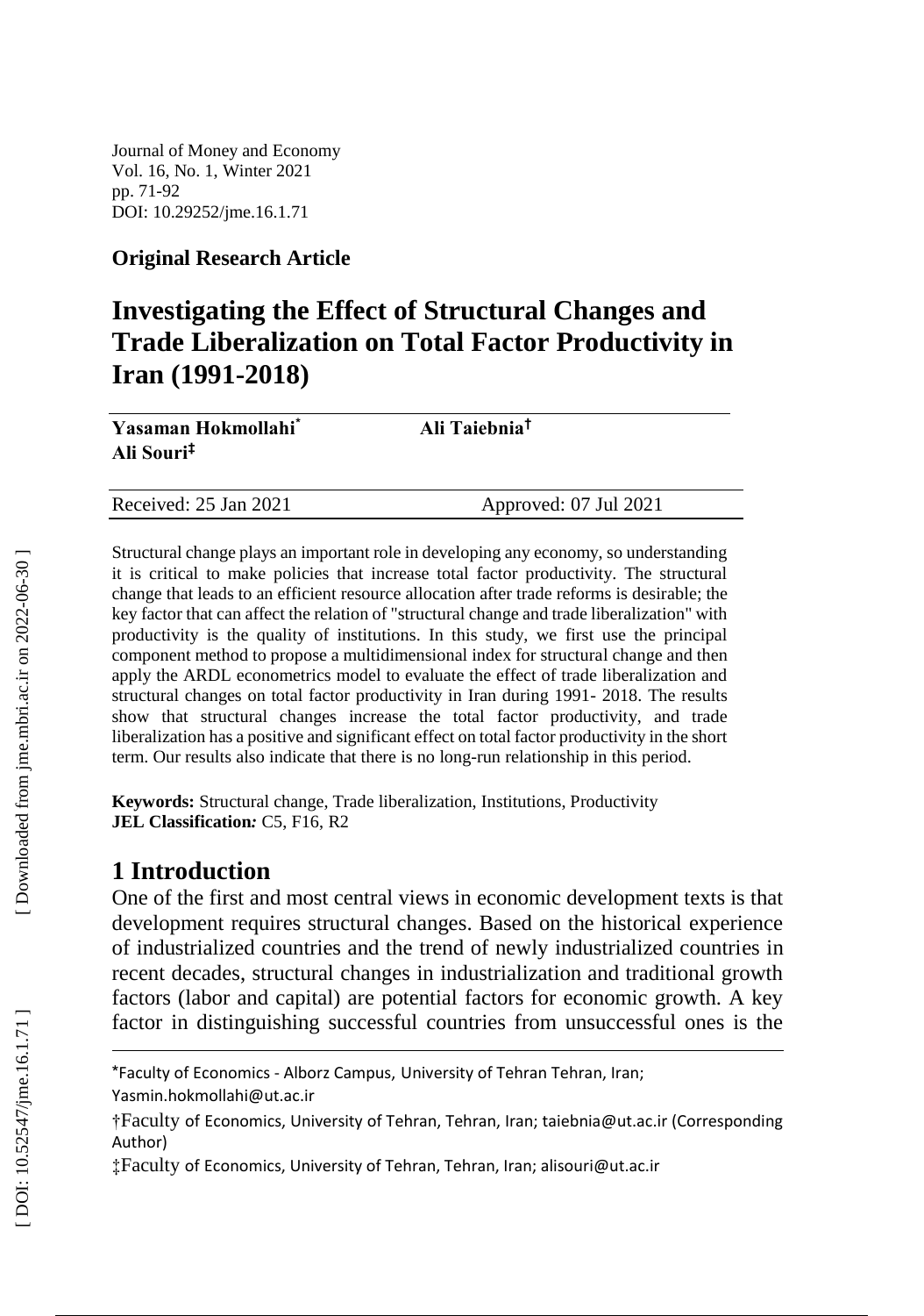Journal of Money and Economy
Vol. 16, No. 1, Winter 2021
pp. 71-92
DOI: 10.29252/jme.16.1.71

**Original Research Article**

# Investigating the Effect of Structural Changes and Trade Liberalization on Total Factor Productivity in Iran (1991-2018)

**Yasaman Hokmollahi*** **Ali Taiebnia†**
**Ali Souri‡**

Received: 25 Jan 2021 Approved: 07 Jul 2021

Structural change plays an important role in developing any economy, so understanding it is critical to make policies that increase total factor productivity. The structural change that leads to an efficient resource allocation after trade reforms is desirable; the key factor that can affect the relation of "structural change and trade liberalization" with productivity is the quality of institutions. In this study, we first use the principal component method to propose a multidimensional index for structural change and then apply the ARDL econometrics model to evaluate the effect of trade liberalization and structural changes on total factor productivity in Iran during 1991- 2018. The results show that structural changes increase the total factor productivity, and trade liberalization has a positive and significant effect on total factor productivity in the short term. Our results also indicate that there is no long-run relationship in this period.

**Keywords:** Structural change, Trade liberalization, Institutions, Productivity
**JEL Classification:** C5, F16, R2

## 1 Introduction

One of the first and most central views in economic development texts is that development requires structural changes. Based on the historical experience of industrialized countries and the trend of newly industrialized countries in recent decades, structural changes in industrialization and traditional growth factors (labor and capital) are potential factors for economic growth. A key factor in distinguishing successful countries from unsuccessful ones is the

*Faculty of Economics - Alborz Campus, University of Tehran Tehran, Iran; Yasmin.hokmollahi@ut.ac.ir

†Faculty of Economics, University of Tehran, Tehran, Iran; taiebnia@ut.ac.ir (Corresponding Author)

‡Faculty of Economics, University of Tehran, Tehran, Iran; alisouri@ut.ac.ir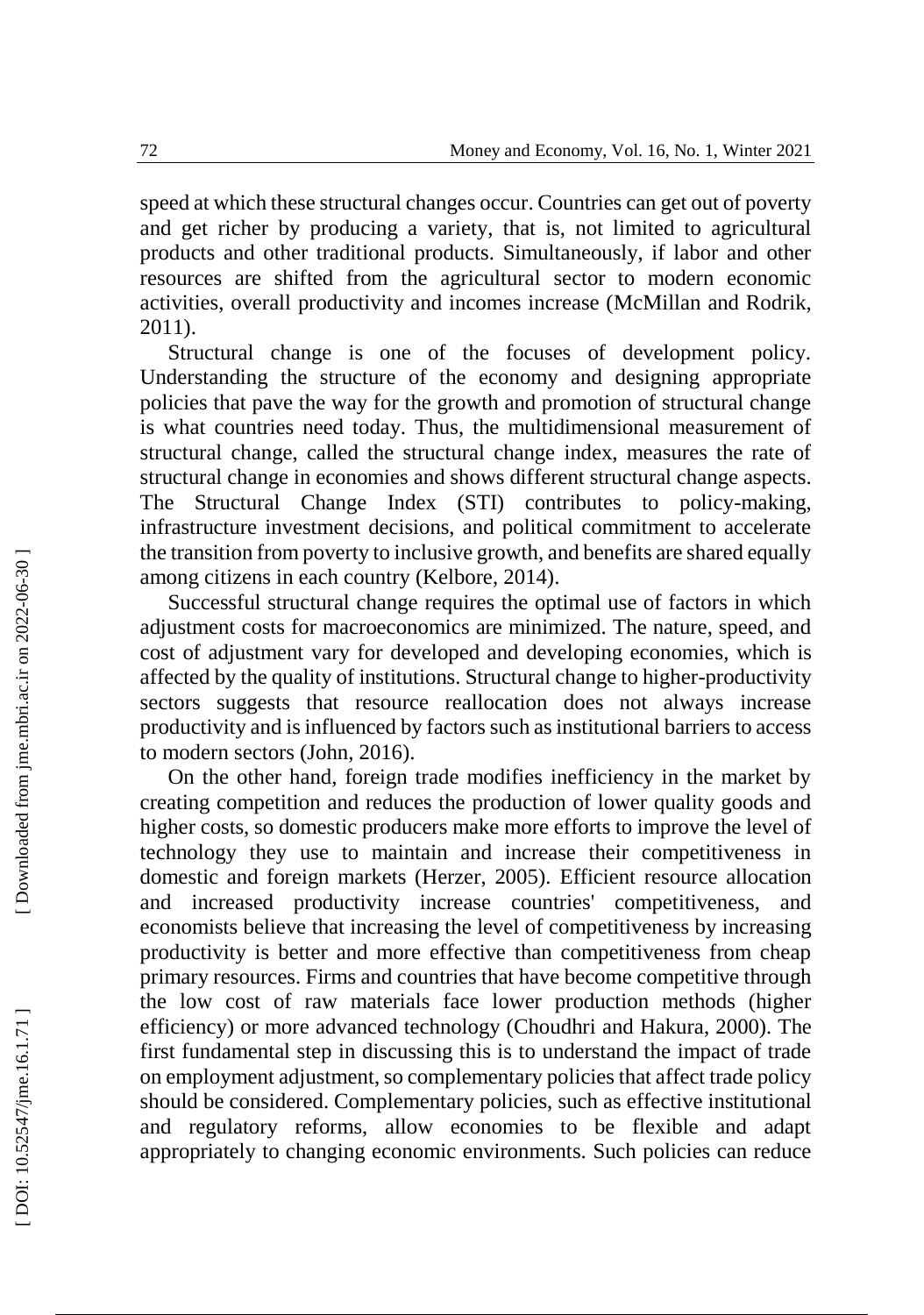speed at which these structural changes occur. Countries can get out of poverty and get richer by producing a variety, that is, not limited to agricultural products and other traditional products. Simultaneously, if labor and other resources are shifted from the agricultural sector to modern economic activities, overall productivity and incomes increase (McMillan and Rodrik, 2011).

Structural change is one of the focuses of development policy. Understanding the structure of the economy and designing appropriate policies that pave the way for the growth and promotion of structural change is what countries need today. Thus, the multidimensional measurement of structural change, called the structural change index, measures the rate of structural change in economies and shows different structural change aspects. The Structural Change Index (STI) contributes to policy-making, infrastructure investment decisions, and political commitment to accelerate the transition from poverty to inclusive growth, and benefits are shared equally among citizens in each country (Kelbore, 2014).

Successful structural change requires the optimal use of factors in which adjustment costs for macroeconomics are minimized. The nature, speed, and cost of adjustment vary for developed and developing economies, which is affected by the quality of institutions. Structural change to higher-productivity sectors suggests that resource reallocation does not always increase productivity and is influenced by factors such as institutional barriers to access to modern sectors (John, 2016).

On the other hand, foreign trade modifies inefficiency in the market by creating competition and reduces the production of lower quality goods and higher costs, so domestic producers make more efforts to improve the level of technology they use to maintain and increase their competitiveness in domestic and foreign markets (Herzer, 2005). Efficient resource allocation and increased productivity increase countries' competitiveness, and economists believe that increasing the level of competitiveness by increasing productivity is better and more effective than competitiveness from cheap primary resources. Firms and countries that have become competitive through the low cost of raw materials face lower production methods (higher efficiency) or more advanced technology (Choudhri and Hakura, 2000). The first fundamental step in discussing this is to understand the impact of trade on employment adjustment, so complementary policies that affect trade policy should be considered. Complementary policies, such as effective institutional and regulatory reforms, allow economies to be flexible and adapt appropriately to changing economic environments. Such policies can reduce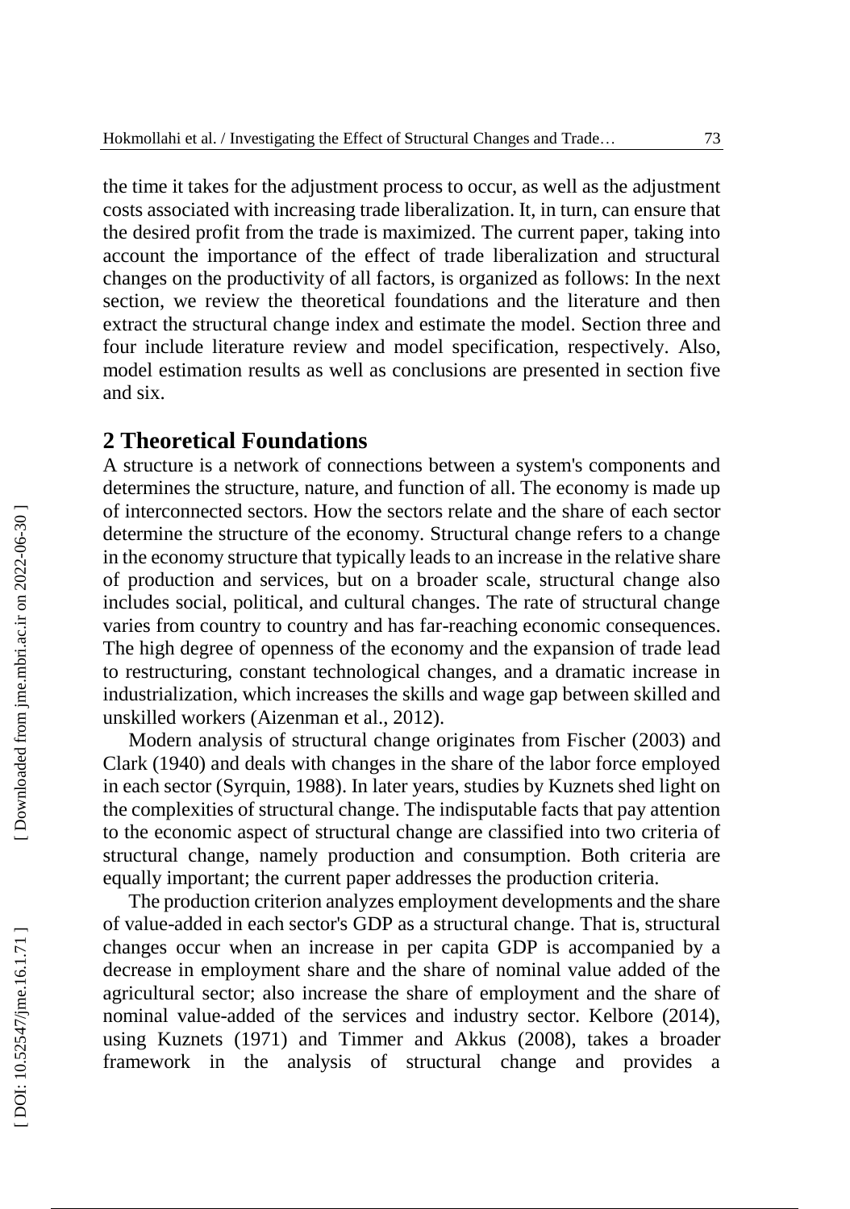the time it takes for the adjustment process to occur, as well as the adjustment costs associated with increasing trade liberalization. It, in turn, can ensure that the desired profit from the trade is maximized. The current paper, taking into account the importance of the effect of trade liberalization and structural changes on the productivity of all factors, is organized as follows: In the next section, we review the theoretical foundations and the literature and then extract the structural change index and estimate the model. Section three and four include literature review and model specification, respectively. Also, model estimation results as well as conclusions are presented in section five and six.

## 2 Theoretical Foundations

A structure is a network of connections between a system's components and determines the structure, nature, and function of all. The economy is made up of interconnected sectors. How the sectors relate and the share of each sector determine the structure of the economy. Structural change refers to a change in the economy structure that typically leads to an increase in the relative share of production and services, but on a broader scale, structural change also includes social, political, and cultural changes. The rate of structural change varies from country to country and has far-reaching economic consequences. The high degree of openness of the economy and the expansion of trade lead to restructuring, constant technological changes, and a dramatic increase in industrialization, which increases the skills and wage gap between skilled and unskilled workers (Aizenman et al., 2012).

Modern analysis of structural change originates from Fischer (2003) and Clark (1940) and deals with changes in the share of the labor force employed in each sector (Syrquin, 1988). In later years, studies by Kuznets shed light on the complexities of structural change. The indisputable facts that pay attention to the economic aspect of structural change are classified into two criteria of structural change, namely production and consumption. Both criteria are equally important; the current paper addresses the production criteria.

The production criterion analyzes employment developments and the share of value-added in each sector's GDP as a structural change. That is, structural changes occur when an increase in per capita GDP is accompanied by a decrease in employment share and the share of nominal value added of the agricultural sector; also increase the share of employment and the share of nominal value-added of the services and industry sector. Kelbore (2014), using Kuznets (1971) and Timmer and Akkus (2008), takes a broader framework in the analysis of structural change and provides a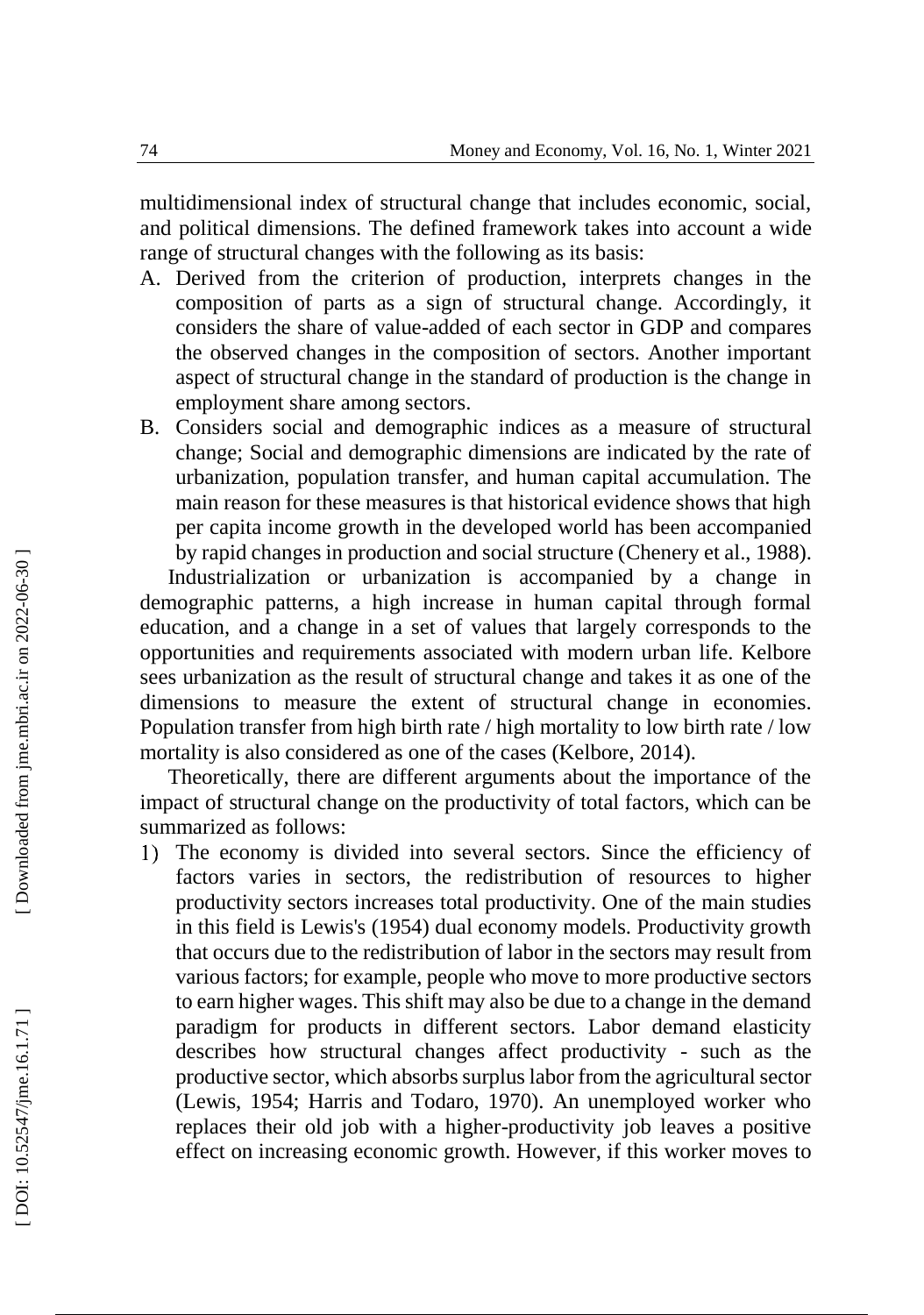multidimensional index of structural change that includes economic, social, and political dimensions. The defined framework takes into account a wide range of structural changes with the following as its basis:

A. Derived from the criterion of production, interprets changes in the composition of parts as a sign of structural change. Accordingly, it considers the share of value-added of each sector in GDP and compares the observed changes in the composition of sectors. Another important aspect of structural change in the standard of production is the change in employment share among sectors.
B. Considers social and demographic indices as a measure of structural change; Social and demographic dimensions are indicated by the rate of urbanization, population transfer, and human capital accumulation. The main reason for these measures is that historical evidence shows that high per capita income growth in the developed world has been accompanied by rapid changes in production and social structure (Chenery et al., 1988).

Industrialization or urbanization is accompanied by a change in demographic patterns, a high increase in human capital through formal education, and a change in a set of values that largely corresponds to the opportunities and requirements associated with modern urban life. Kelbore sees urbanization as the result of structural change and takes it as one of the dimensions to measure the extent of structural change in economies. Population transfer from high birth rate / high mortality to low birth rate / low mortality is also considered as one of the cases (Kelbore, 2014).

Theoretically, there are different arguments about the importance of the impact of structural change on the productivity of total factors, which can be summarized as follows:

1) The economy is divided into several sectors. Since the efficiency of factors varies in sectors, the redistribution of resources to higher productivity sectors increases total productivity. One of the main studies in this field is Lewis's (1954) dual economy models. Productivity growth that occurs due to the redistribution of labor in the sectors may result from various factors; for example, people who move to more productive sectors to earn higher wages. This shift may also be due to a change in the demand paradigm for products in different sectors. Labor demand elasticity describes how structural changes affect productivity - such as the productive sector, which absorbs surplus labor from the agricultural sector (Lewis, 1954; Harris and Todaro, 1970). An unemployed worker who replaces their old job with a higher-productivity job leaves a positive effect on increasing economic growth. However, if this worker moves to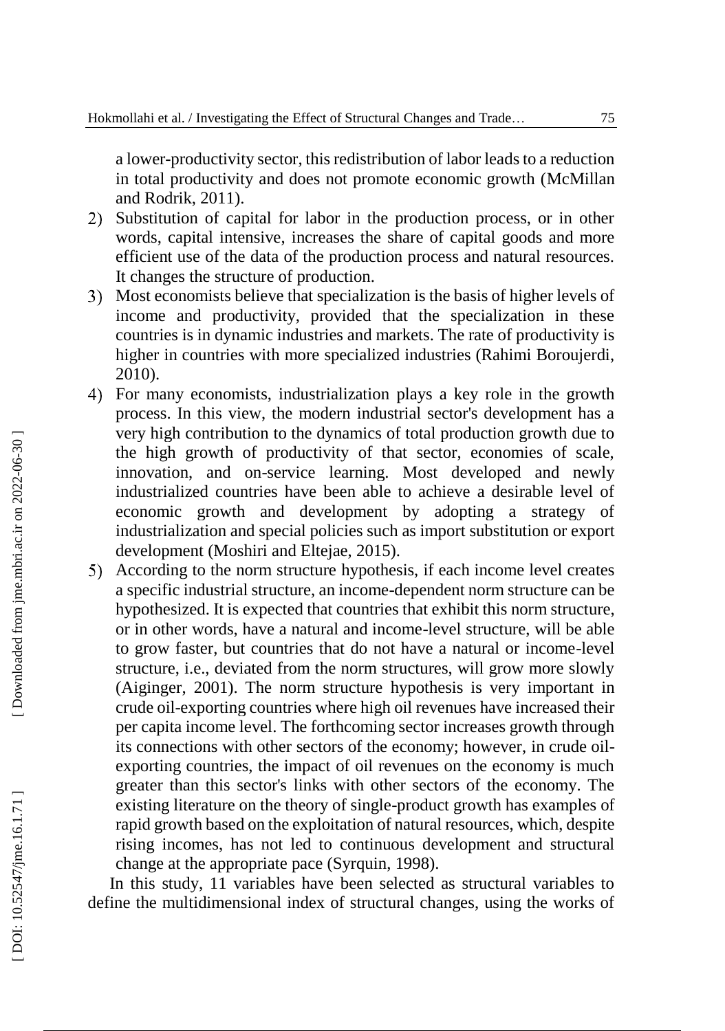a lower-productivity sector, this redistribution of labor leads to a reduction in total productivity and does not promote economic growth (McMillan and Rodrik, 2011).

2) Substitution of capital for labor in the production process, or in other words, capital intensive, increases the share of capital goods and more efficient use of the data of the production process and natural resources. It changes the structure of production.
3) Most economists believe that specialization is the basis of higher levels of income and productivity, provided that the specialization in these countries is in dynamic industries and markets. The rate of productivity is higher in countries with more specialized industries (Rahimi Boroujerdi, 2010).
4) For many economists, industrialization plays a key role in the growth process. In this view, the modern industrial sector's development has a very high contribution to the dynamics of total production growth due to the high growth of productivity of that sector, economies of scale, innovation, and on-service learning. Most developed and newly industrialized countries have been able to achieve a desirable level of economic growth and development by adopting a strategy of industrialization and special policies such as import substitution or export development (Moshiri and Eltejae, 2015).
5) According to the norm structure hypothesis, if each income level creates a specific industrial structure, an income-dependent norm structure can be hypothesized. It is expected that countries that exhibit this norm structure, or in other words, have a natural and income-level structure, will be able to grow faster, but countries that do not have a natural or income-level structure, i.e., deviated from the norm structures, will grow more slowly (Aiginger, 2001). The norm structure hypothesis is very important in crude oil-exporting countries where high oil revenues have increased their per capita income level. The forthcoming sector increases growth through its connections with other sectors of the economy; however, in crude oil-exporting countries, the impact of oil revenues on the economy is much greater than this sector's links with other sectors of the economy. The existing literature on the theory of single-product growth has examples of rapid growth based on the exploitation of natural resources, which, despite rising incomes, has not led to continuous development and structural change at the appropriate pace (Syrquin, 1998).

In this study, 11 variables have been selected as structural variables to define the multidimensional index of structural changes, using the works of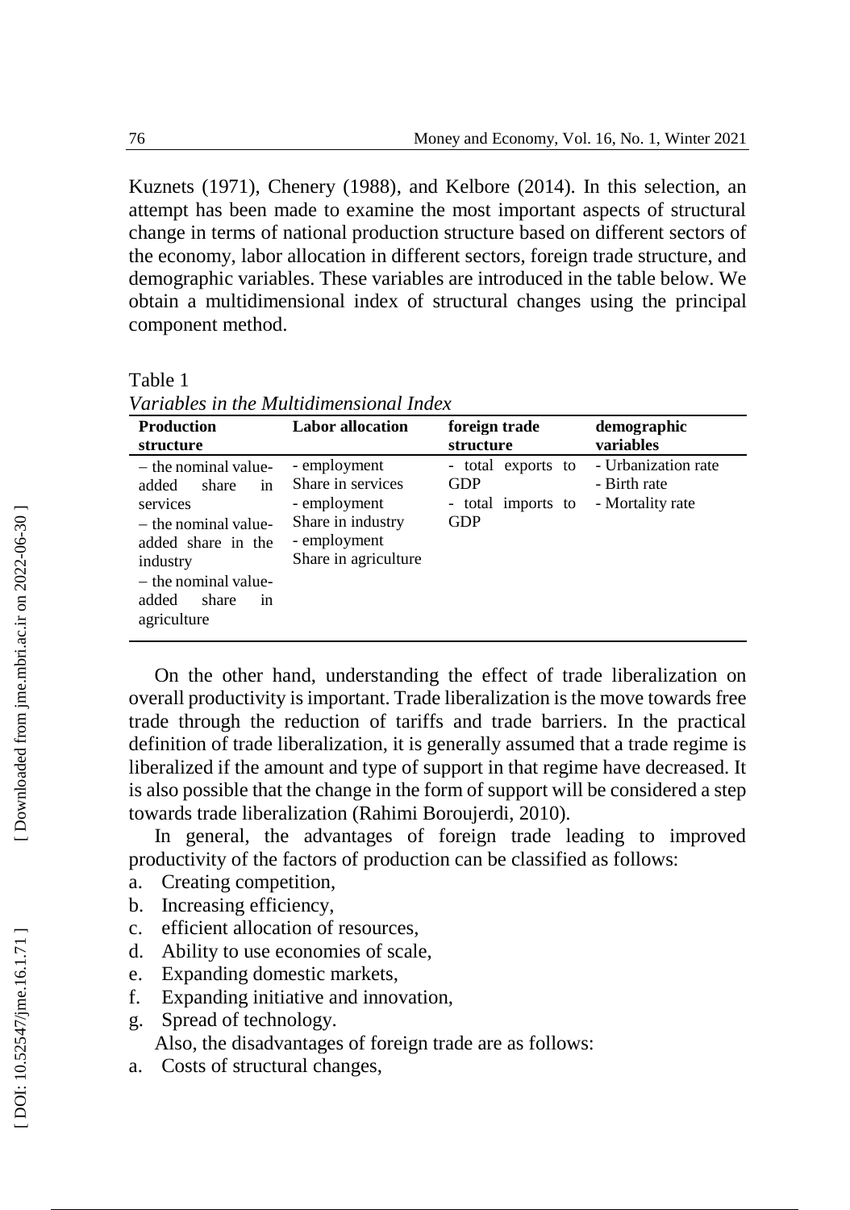Kuznets (1971), Chenery (1988), and Kelbore (2014). In this selection, an attempt has been made to examine the most important aspects of structural change in terms of national production structure based on different sectors of the economy, labor allocation in different sectors, foreign trade structure, and demographic variables. These variables are introduced in the table below. We obtain a multidimensional index of structural changes using the principal component method.

Table 1
*Variables in the Multidimensional Index*

| Production structure | Labor allocation | foreign trade structure | demographic variables |
|---|---|---|---|
| – the nominal value-added share in services<br>– the nominal value-added share in the industry<br>– the nominal value-added share in agriculture | - employment Share in services<br>- employment Share in industry<br>- employment Share in agriculture | - total exports to GDP<br>- total imports to GDP | - Urbanization rate<br>- Birth rate<br>- Mortality rate |

On the other hand, understanding the effect of trade liberalization on overall productivity is important. Trade liberalization is the move towards free trade through the reduction of tariffs and trade barriers. In the practical definition of trade liberalization, it is generally assumed that a trade regime is liberalized if the amount and type of support in that regime have decreased. It is also possible that the change in the form of support will be considered a step towards trade liberalization (Rahimi Boroujerdi, 2010).

In general, the advantages of foreign trade leading to improved productivity of the factors of production can be classified as follows:

a. Creating competition,
b. Increasing efficiency,
c. efficient allocation of resources,
d. Ability to use economies of scale,
e. Expanding domestic markets,
f. Expanding initiative and innovation,
g. Spread of technology.

Also, the disadvantages of foreign trade are as follows:

a. Costs of structural changes,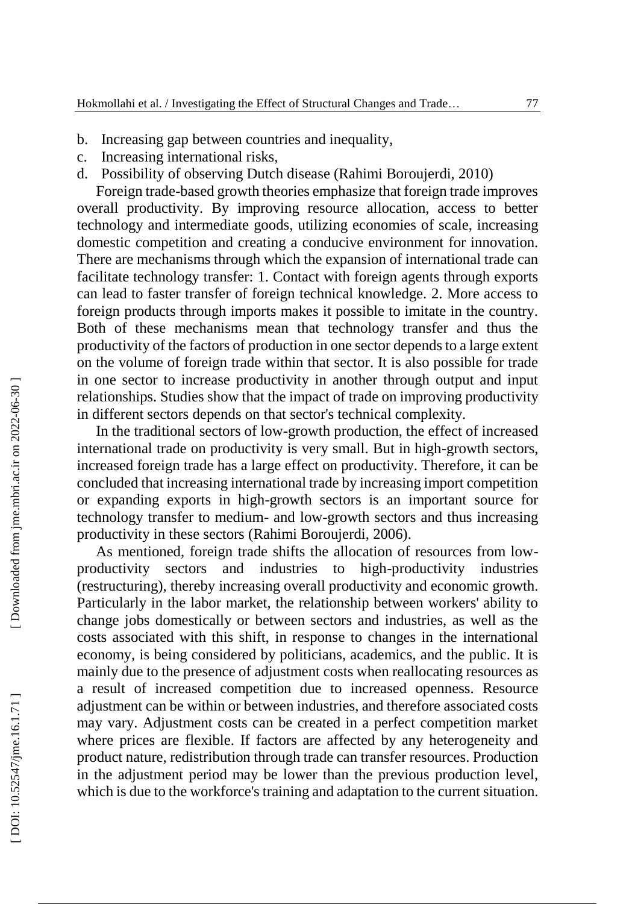b. Increasing gap between countries and inequality,
c. Increasing international risks,
d. Possibility of observing Dutch disease (Rahimi Boroujerdi, 2010)

Foreign trade-based growth theories emphasize that foreign trade improves overall productivity. By improving resource allocation, access to better technology and intermediate goods, utilizing economies of scale, increasing domestic competition and creating a conducive environment for innovation. There are mechanisms through which the expansion of international trade can facilitate technology transfer: 1. Contact with foreign agents through exports can lead to faster transfer of foreign technical knowledge. 2. More access to foreign products through imports makes it possible to imitate in the country. Both of these mechanisms mean that technology transfer and thus the productivity of the factors of production in one sector depends to a large extent on the volume of foreign trade within that sector. It is also possible for trade in one sector to increase productivity in another through output and input relationships. Studies show that the impact of trade on improving productivity in different sectors depends on that sector's technical complexity.

In the traditional sectors of low-growth production, the effect of increased international trade on productivity is very small. But in high-growth sectors, increased foreign trade has a large effect on productivity. Therefore, it can be concluded that increasing international trade by increasing import competition or expanding exports in high-growth sectors is an important source for technology transfer to medium- and low-growth sectors and thus increasing productivity in these sectors (Rahimi Boroujerdi, 2006).

As mentioned, foreign trade shifts the allocation of resources from low-productivity sectors and industries to high-productivity industries (restructuring), thereby increasing overall productivity and economic growth. Particularly in the labor market, the relationship between workers' ability to change jobs domestically or between sectors and industries, as well as the costs associated with this shift, in response to changes in the international economy, is being considered by politicians, academics, and the public. It is mainly due to the presence of adjustment costs when reallocating resources as a result of increased competition due to increased openness. Resource adjustment can be within or between industries, and therefore associated costs may vary. Adjustment costs can be created in a perfect competition market where prices are flexible. If factors are affected by any heterogeneity and product nature, redistribution through trade can transfer resources. Production in the adjustment period may be lower than the previous production level, which is due to the workforce's training and adaptation to the current situation.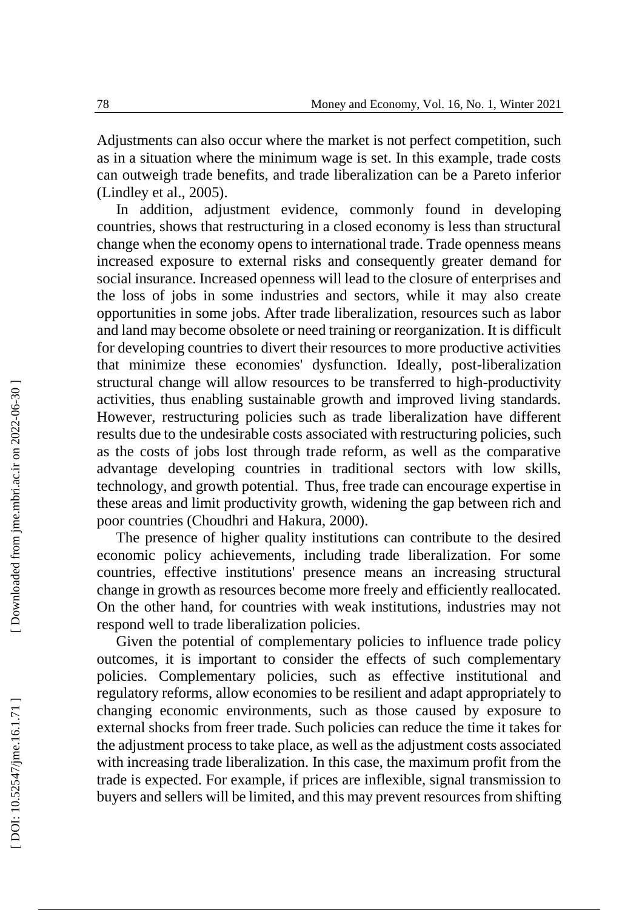Adjustments can also occur where the market is not perfect competition, such as in a situation where the minimum wage is set. In this example, trade costs can outweigh trade benefits, and trade liberalization can be a Pareto inferior (Lindley et al., 2005).

In addition, adjustment evidence, commonly found in developing countries, shows that restructuring in a closed economy is less than structural change when the economy opens to international trade. Trade openness means increased exposure to external risks and consequently greater demand for social insurance. Increased openness will lead to the closure of enterprises and the loss of jobs in some industries and sectors, while it may also create opportunities in some jobs. After trade liberalization, resources such as labor and land may become obsolete or need training or reorganization. It is difficult for developing countries to divert their resources to more productive activities that minimize these economies' dysfunction. Ideally, post-liberalization structural change will allow resources to be transferred to high-productivity activities, thus enabling sustainable growth and improved living standards. However, restructuring policies such as trade liberalization have different results due to the undesirable costs associated with restructuring policies, such as the costs of jobs lost through trade reform, as well as the comparative advantage developing countries in traditional sectors with low skills, technology, and growth potential. Thus, free trade can encourage expertise in these areas and limit productivity growth, widening the gap between rich and poor countries (Choudhri and Hakura, 2000).

The presence of higher quality institutions can contribute to the desired economic policy achievements, including trade liberalization. For some countries, effective institutions' presence means an increasing structural change in growth as resources become more freely and efficiently reallocated. On the other hand, for countries with weak institutions, industries may not respond well to trade liberalization policies.

Given the potential of complementary policies to influence trade policy outcomes, it is important to consider the effects of such complementary policies. Complementary policies, such as effective institutional and regulatory reforms, allow economies to be resilient and adapt appropriately to changing economic environments, such as those caused by exposure to external shocks from freer trade. Such policies can reduce the time it takes for the adjustment process to take place, as well as the adjustment costs associated with increasing trade liberalization. In this case, the maximum profit from the trade is expected. For example, if prices are inflexible, signal transmission to buyers and sellers will be limited, and this may prevent resources from shifting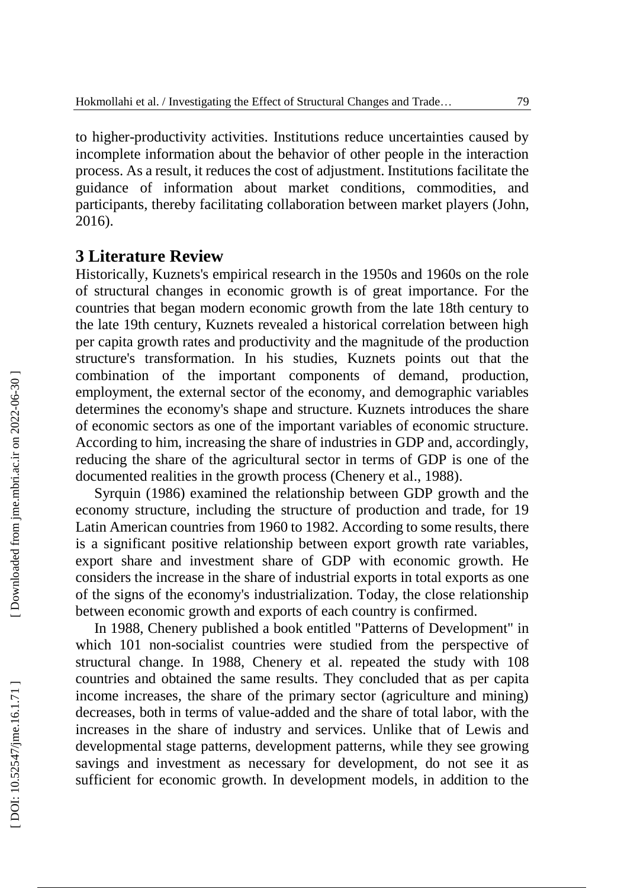to higher-productivity activities. Institutions reduce uncertainties caused by incomplete information about the behavior of other people in the interaction process. As a result, it reduces the cost of adjustment. Institutions facilitate the guidance of information about market conditions, commodities, and participants, thereby facilitating collaboration between market players (John, 2016).

## 3 Literature Review

Historically, Kuznets's empirical research in the 1950s and 1960s on the role of structural changes in economic growth is of great importance. For the countries that began modern economic growth from the late 18th century to the late 19th century, Kuznets revealed a historical correlation between high per capita growth rates and productivity and the magnitude of the production structure's transformation. In his studies, Kuznets points out that the combination of the important components of demand, production, employment, the external sector of the economy, and demographic variables determines the economy's shape and structure. Kuznets introduces the share of economic sectors as one of the important variables of economic structure. According to him, increasing the share of industries in GDP and, accordingly, reducing the share of the agricultural sector in terms of GDP is one of the documented realities in the growth process (Chenery et al., 1988).

Syrquin (1986) examined the relationship between GDP growth and the economy structure, including the structure of production and trade, for 19 Latin American countries from 1960 to 1982. According to some results, there is a significant positive relationship between export growth rate variables, export share and investment share of GDP with economic growth. He considers the increase in the share of industrial exports in total exports as one of the signs of the economy's industrialization. Today, the close relationship between economic growth and exports of each country is confirmed.

In 1988, Chenery published a book entitled "Patterns of Development" in which 101 non-socialist countries were studied from the perspective of structural change. In 1988, Chenery et al. repeated the study with 108 countries and obtained the same results. They concluded that as per capita income increases, the share of the primary sector (agriculture and mining) decreases, both in terms of value-added and the share of total labor, with the increases in the share of industry and services. Unlike that of Lewis and developmental stage patterns, development patterns, while they see growing savings and investment as necessary for development, do not see it as sufficient for economic growth. In development models, in addition to the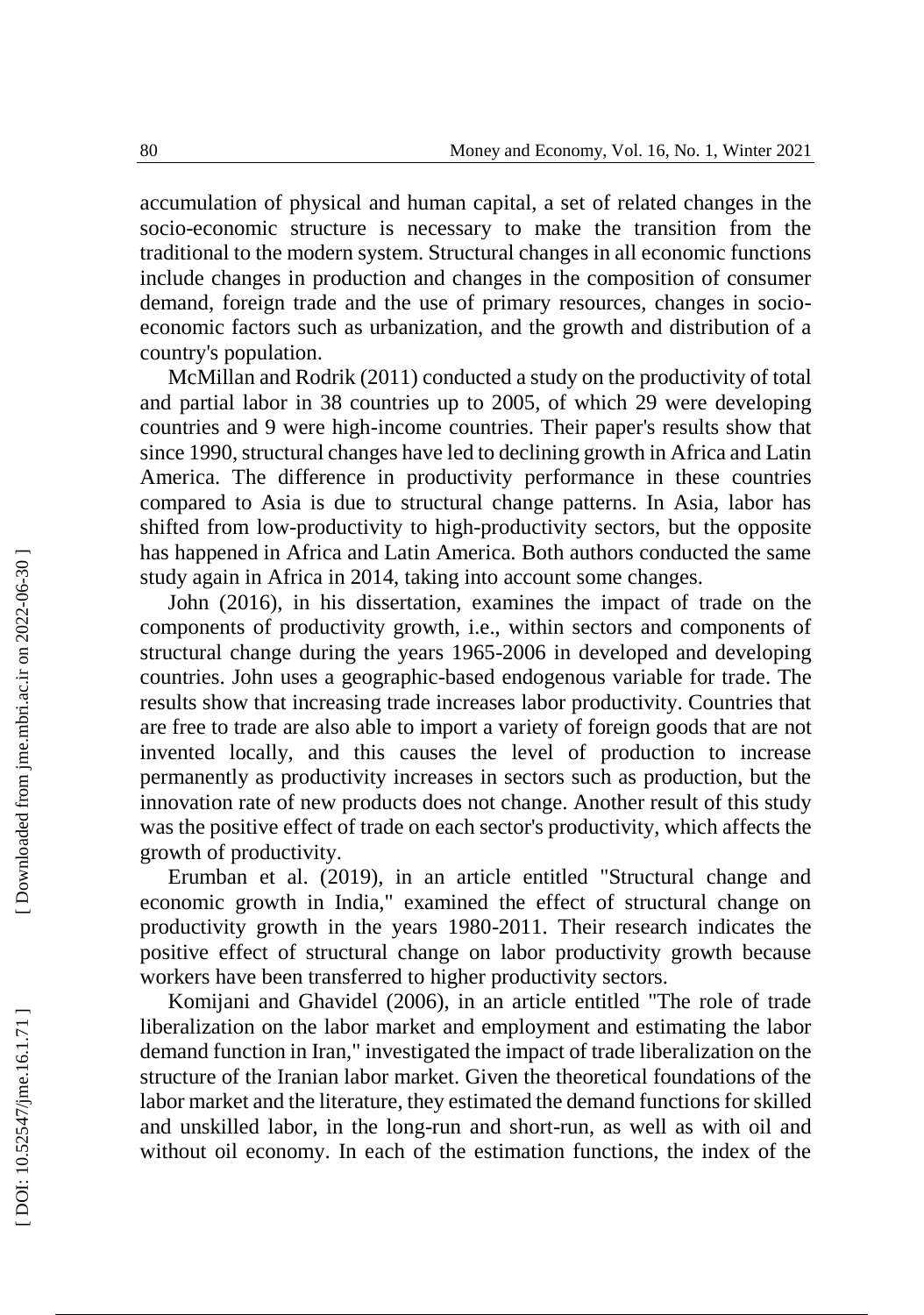accumulation of physical and human capital, a set of related changes in the socio-economic structure is necessary to make the transition from the traditional to the modern system. Structural changes in all economic functions include changes in production and changes in the composition of consumer demand, foreign trade and the use of primary resources, changes in socio-economic factors such as urbanization, and the growth and distribution of a country's population.

McMillan and Rodrik (2011) conducted a study on the productivity of total and partial labor in 38 countries up to 2005, of which 29 were developing countries and 9 were high-income countries. Their paper's results show that since 1990, structural changes have led to declining growth in Africa and Latin America. The difference in productivity performance in these countries compared to Asia is due to structural change patterns. In Asia, labor has shifted from low-productivity to high-productivity sectors, but the opposite has happened in Africa and Latin America. Both authors conducted the same study again in Africa in 2014, taking into account some changes.

John (2016), in his dissertation, examines the impact of trade on the components of productivity growth, i.e., within sectors and components of structural change during the years 1965-2006 in developed and developing countries. John uses a geographic-based endogenous variable for trade. The results show that increasing trade increases labor productivity. Countries that are free to trade are also able to import a variety of foreign goods that are not invented locally, and this causes the level of production to increase permanently as productivity increases in sectors such as production, but the innovation rate of new products does not change. Another result of this study was the positive effect of trade on each sector's productivity, which affects the growth of productivity.

Erumban et al. (2019), in an article entitled "Structural change and economic growth in India," examined the effect of structural change on productivity growth in the years 1980-2011. Their research indicates the positive effect of structural change on labor productivity growth because workers have been transferred to higher productivity sectors.

Komijani and Ghavidel (2006), in an article entitled "The role of trade liberalization on the labor market and employment and estimating the labor demand function in Iran," investigated the impact of trade liberalization on the structure of the Iranian labor market. Given the theoretical foundations of the labor market and the literature, they estimated the demand functions for skilled and unskilled labor, in the long-run and short-run, as well as with oil and without oil economy. In each of the estimation functions, the index of the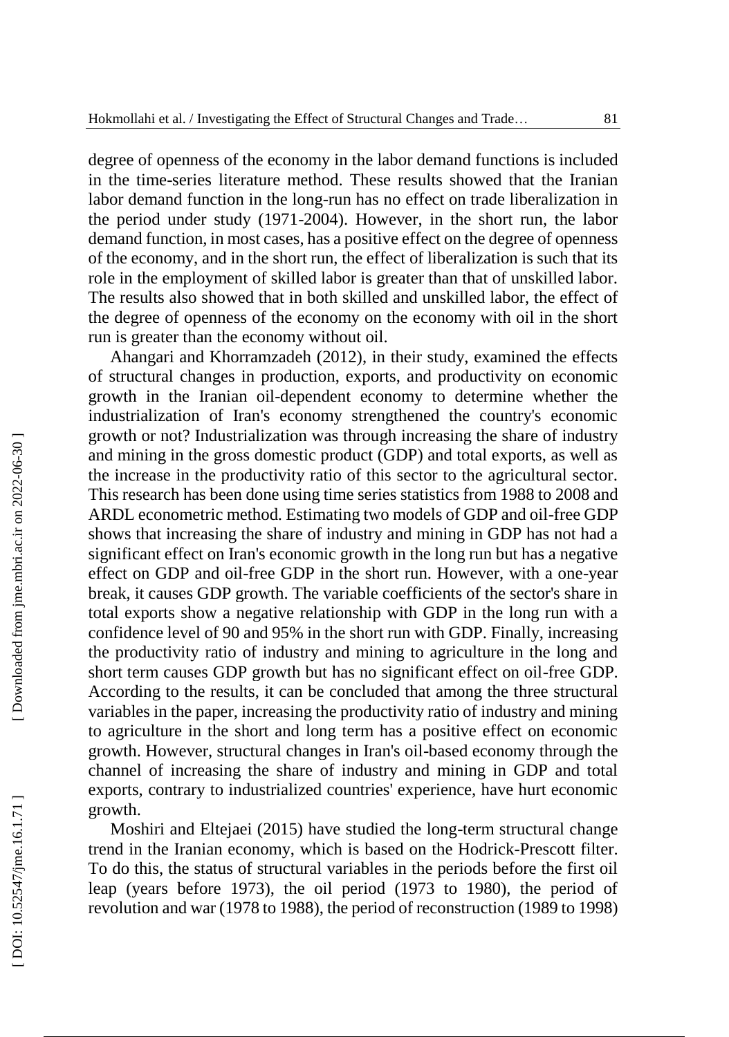degree of openness of the economy in the labor demand functions is included in the time-series literature method. These results showed that the Iranian labor demand function in the long-run has no effect on trade liberalization in the period under study (1971-2004). However, in the short run, the labor demand function, in most cases, has a positive effect on the degree of openness of the economy, and in the short run, the effect of liberalization is such that its role in the employment of skilled labor is greater than that of unskilled labor. The results also showed that in both skilled and unskilled labor, the effect of the degree of openness of the economy on the economy with oil in the short run is greater than the economy without oil.

Ahangari and Khorramzadeh (2012), in their study, examined the effects of structural changes in production, exports, and productivity on economic growth in the Iranian oil-dependent economy to determine whether the industrialization of Iran's economy strengthened the country's economic growth or not? Industrialization was through increasing the share of industry and mining in the gross domestic product (GDP) and total exports, as well as the increase in the productivity ratio of this sector to the agricultural sector. This research has been done using time series statistics from 1988 to 2008 and ARDL econometric method. Estimating two models of GDP and oil-free GDP shows that increasing the share of industry and mining in GDP has not had a significant effect on Iran's economic growth in the long run but has a negative effect on GDP and oil-free GDP in the short run. However, with a one-year break, it causes GDP growth. The variable coefficients of the sector's share in total exports show a negative relationship with GDP in the long run with a confidence level of 90 and 95% in the short run with GDP. Finally, increasing the productivity ratio of industry and mining to agriculture in the long and short term causes GDP growth but has no significant effect on oil-free GDP. According to the results, it can be concluded that among the three structural variables in the paper, increasing the productivity ratio of industry and mining to agriculture in the short and long term has a positive effect on economic growth. However, structural changes in Iran's oil-based economy through the channel of increasing the share of industry and mining in GDP and total exports, contrary to industrialized countries' experience, have hurt economic growth.

Moshiri and Eltejaei (2015) have studied the long-term structural change trend in the Iranian economy, which is based on the Hodrick-Prescott filter. To do this, the status of structural variables in the periods before the first oil leap (years before 1973), the oil period (1973 to 1980), the period of revolution and war (1978 to 1988), the period of reconstruction (1989 to 1998)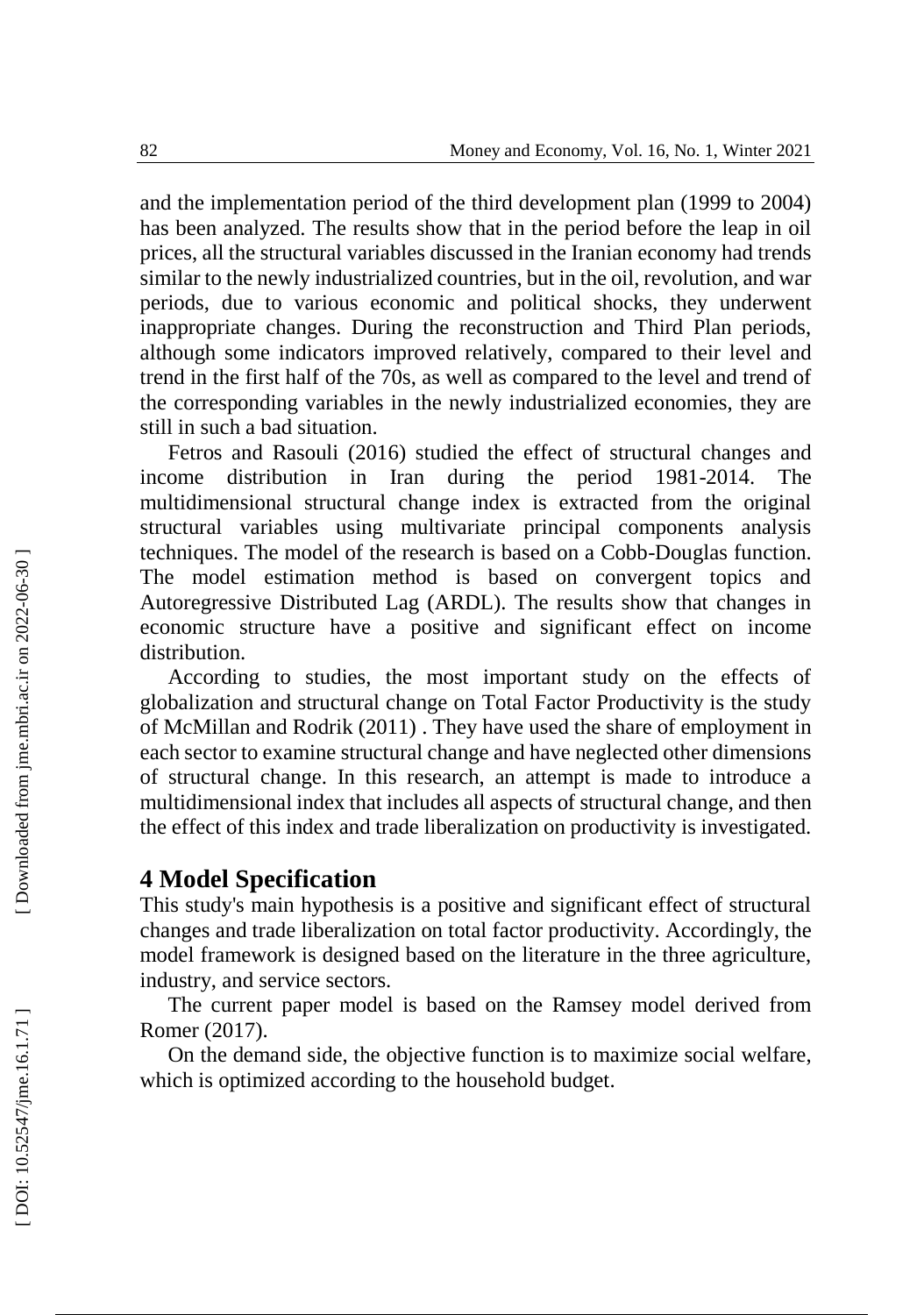and the implementation period of the third development plan (1999 to 2004) has been analyzed. The results show that in the period before the leap in oil prices, all the structural variables discussed in the Iranian economy had trends similar to the newly industrialized countries, but in the oil, revolution, and war periods, due to various economic and political shocks, they underwent inappropriate changes. During the reconstruction and Third Plan periods, although some indicators improved relatively, compared to their level and trend in the first half of the 70s, as well as compared to the level and trend of the corresponding variables in the newly industrialized economies, they are still in such a bad situation.

Fetros and Rasouli (2016) studied the effect of structural changes and income distribution in Iran during the period 1981-2014. The multidimensional structural change index is extracted from the original structural variables using multivariate principal components analysis techniques. The model of the research is based on a Cobb-Douglas function. The model estimation method is based on convergent topics and Autoregressive Distributed Lag (ARDL). The results show that changes in economic structure have a positive and significant effect on income distribution.

According to studies, the most important study on the effects of globalization and structural change on Total Factor Productivity is the study of McMillan and Rodrik (2011) . They have used the share of employment in each sector to examine structural change and have neglected other dimensions of structural change. In this research, an attempt is made to introduce a multidimensional index that includes all aspects of structural change, and then the effect of this index and trade liberalization on productivity is investigated.

## 4 Model Specification

This study's main hypothesis is a positive and significant effect of structural changes and trade liberalization on total factor productivity. Accordingly, the model framework is designed based on the literature in the three agriculture, industry, and service sectors.

The current paper model is based on the Ramsey model derived from Romer (2017).

On the demand side, the objective function is to maximize social welfare, which is optimized according to the household budget.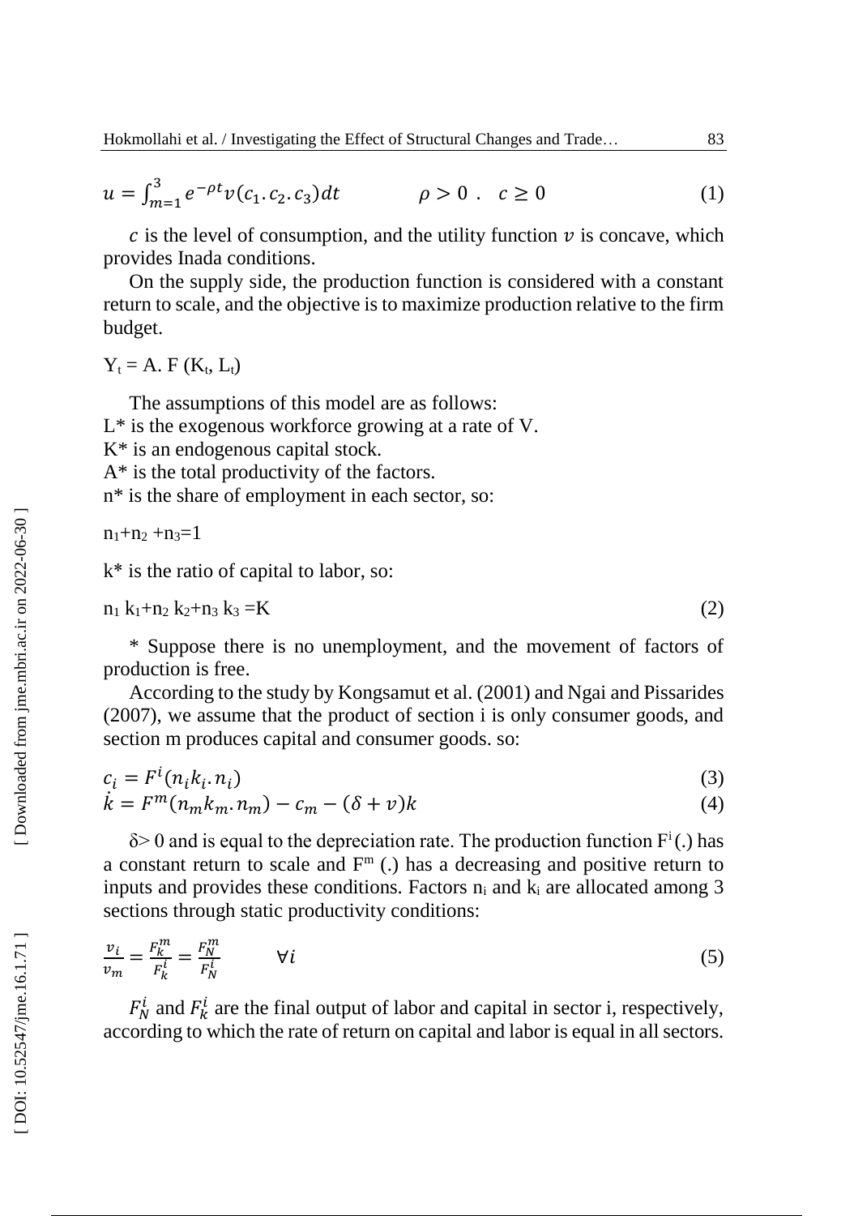$$u = \int_{m=1}^{3} e^{-\rho t} v(c_1 . c_2 . c_3) dt \qquad \rho > 0 \ . \quad c \geq 0 \tag{1}$$

$c$ is the level of consumption, and the utility function $v$ is concave, which provides Inada conditions.

On the supply side, the production function is considered with a constant return to scale, and the objective is to maximize production relative to the firm budget.

$Y_t = A . F (K_t, L_t)$

The assumptions of this model are as follows:

L* is the exogenous workforce growing at a rate of V.

K* is an endogenous capital stock.

A* is the total productivity of the factors.

n* is the share of employment in each sector, so:

$n_1 + n_2 + n_3 = 1$

k* is the ratio of capital to labor, so:

$$n_1 k_1 + n_2 k_2 + n_3 k_3 = K \tag{2}$$

\* Suppose there is no unemployment, and the movement of factors of production is free.

According to the study by Kongsamut et al. (2001) and Ngai and Pissarides (2007), we assume that the product of section i is only consumer goods, and section m produces capital and consumer goods. so:

$$c_i = F^i(n_i k_i . n_i) \tag{3}$$

$$\dot{k} = F^m(n_m k_m . n_m) - c_m - (\delta + v)k \tag{4}$$

$\delta > 0$ and is equal to the depreciation rate. The production function $F^i(.)$ has a constant return to scale and $F^m(.)$ has a decreasing and positive return to inputs and provides these conditions. Factors $n_i$ and $k_i$ are allocated among 3 sections through static productivity conditions:

$$\frac{v_i}{v_m} = \frac{F_k^m}{F_k^i} = \frac{F_N^m}{F_N^i} \qquad \forall i \tag{5}$$

$F_N^i$ and $F_k^i$ are the final output of labor and capital in sector i, respectively, according to which the rate of return on capital and labor is equal in all sectors.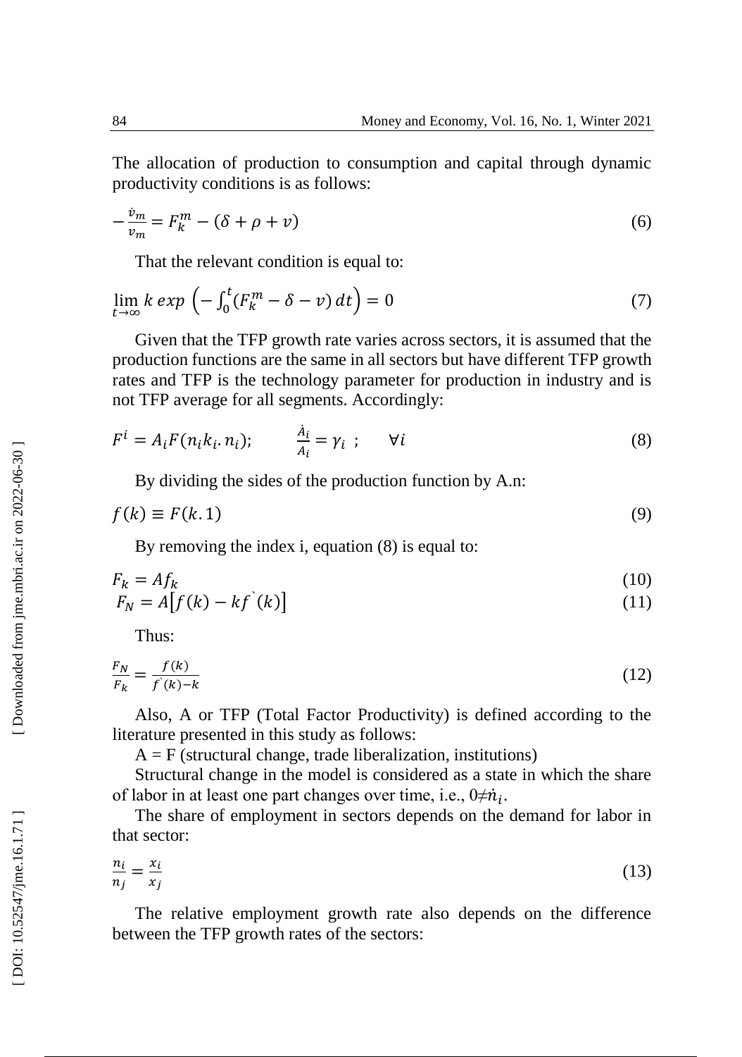The allocation of production to consumption and capital through dynamic productivity conditions is as follows:

$$-\frac{\dot{v}_m}{v_m} = F_k^m - (\delta + \rho + v) \tag{6}$$

That the relevant condition is equal to:

$$\lim_{t\to\infty} k \, exp \left(-\int_0^t (F_k^m - \delta - v)\, dt\right) = 0 \tag{7}$$

Given that the TFP growth rate varies across sectors, it is assumed that the production functions are the same in all sectors but have different TFP growth rates and TFP is the technology parameter for production in industry and is not TFP average for all segments. Accordingly:

$$F^i = A_i F(n_i k_i . n_i); \qquad \frac{\dot{A}_i}{A_i} = \gamma_i \;; \qquad \forall i \tag{8}$$

By dividing the sides of the production function by A.n:

$$f(k) \equiv F(k.1) \tag{9}$$

By removing the index i, equation (8) is equal to:

$$F_k = A f_k \tag{10}$$

$$F_N = A\left[f(k) - k f^{`}(k)\right] \tag{11}$$

Thus:

$$\frac{F_N}{F_k} = \frac{f(k)}{f^{`}(k) - k} \tag{12}$$

Also, A or TFP (Total Factor Productivity) is defined according to the literature presented in this study as follows:

A = F (structural change, trade liberalization, institutions)

Structural change in the model is considered as a state in which the share of labor in at least one part changes over time, i.e., $0 \neq \dot{n}_i$.

The share of employment in sectors depends on the demand for labor in that sector:

$$\frac{n_i}{n_j} = \frac{x_i}{x_j} \tag{13}$$

The relative employment growth rate also depends on the difference between the TFP growth rates of the sectors: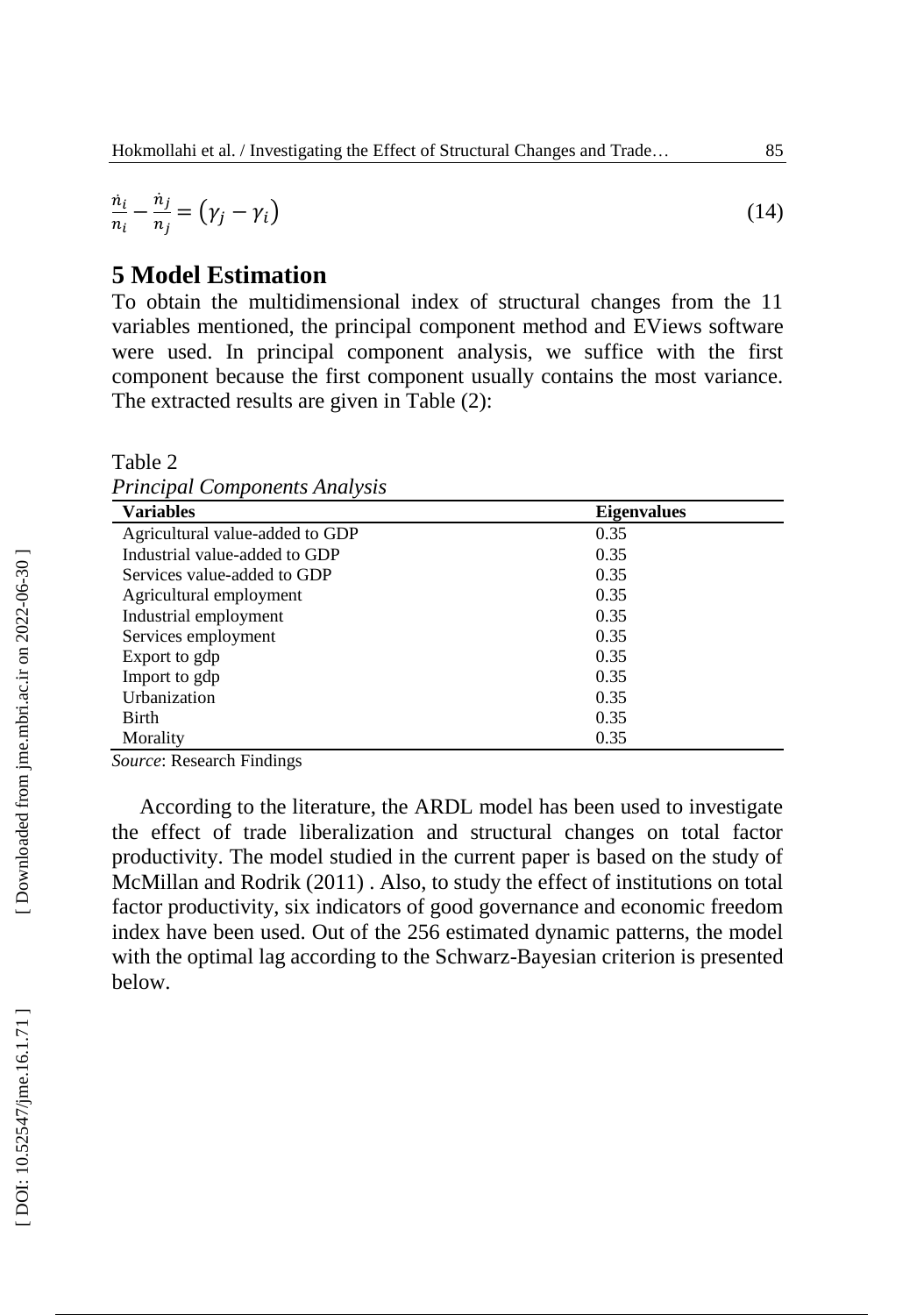$$\frac{\dot{n}_i}{n_i} - \frac{\dot{n}_j}{n_j} = (\gamma_j - \gamma_i) \tag{14}$$

## 5 Model Estimation

To obtain the multidimensional index of structural changes from the 11 variables mentioned, the principal component method and EViews software were used. In principal component analysis, we suffice with the first component because the first component usually contains the most variance. The extracted results are given in Table (2):

Table 2

*Principal Components Analysis*

| Variables | Eigenvalues |
|---|---|
| Agricultural value-added to GDP | 0.35 |
| Industrial value-added to GDP | 0.35 |
| Services value-added to GDP | 0.35 |
| Agricultural employment | 0.35 |
| Industrial employment | 0.35 |
| Services employment | 0.35 |
| Export to gdp | 0.35 |
| Import to gdp | 0.35 |
| Urbanization | 0.35 |
| Birth | 0.35 |
| Morality | 0.35 |

*Source*: Research Findings

According to the literature, the ARDL model has been used to investigate the effect of trade liberalization and structural changes on total factor productivity. The model studied in the current paper is based on the study of McMillan and Rodrik (2011) . Also, to study the effect of institutions on total factor productivity, six indicators of good governance and economic freedom index have been used. Out of the 256 estimated dynamic patterns, the model with the optimal lag according to the Schwarz-Bayesian criterion is presented below.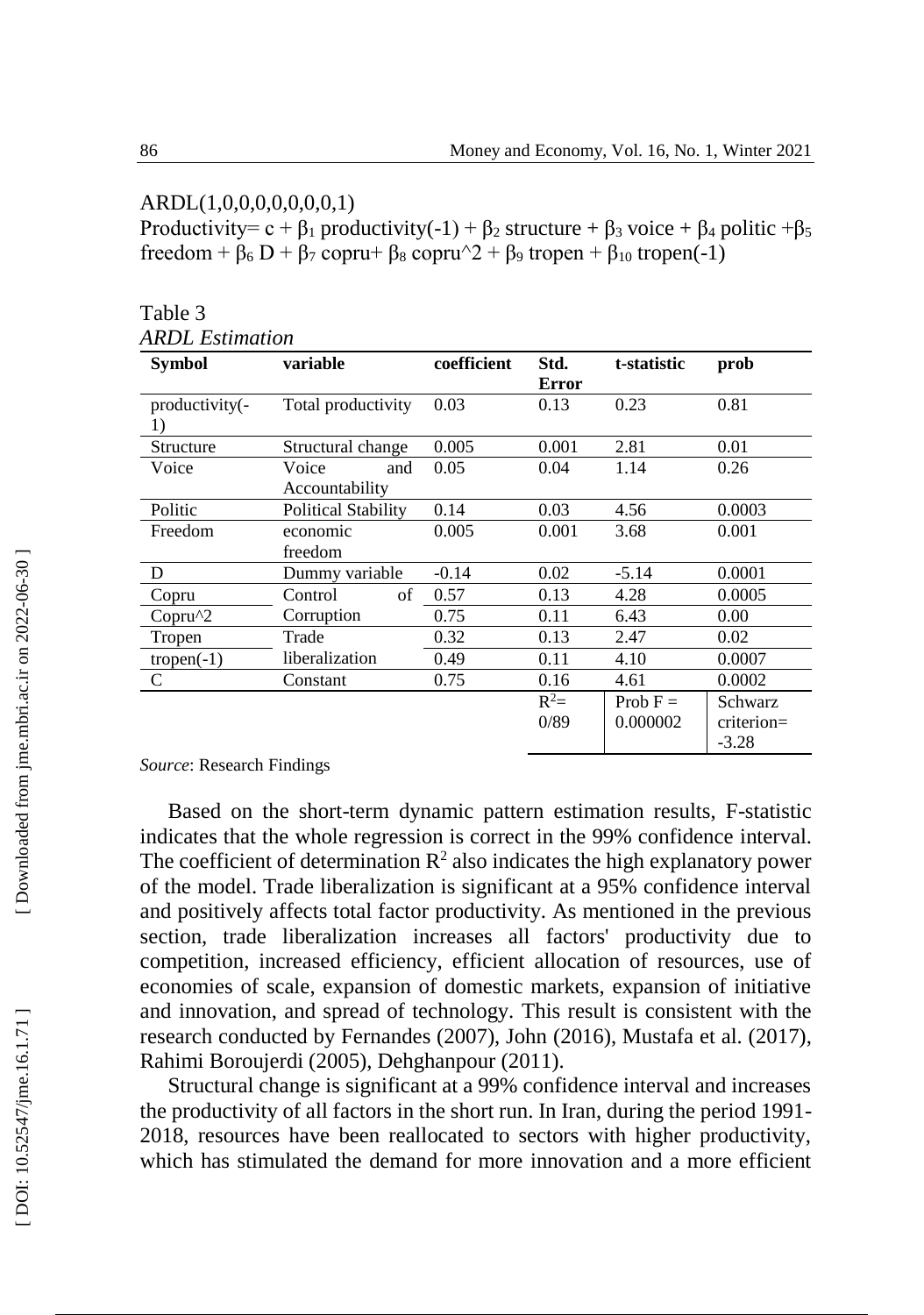ARDL(1,0,0,0,0,0,0,0,1)

Productivity= c + $\beta_1$ productivity(-1) + $\beta_2$ structure + $\beta_3$ voice + $\beta_4$ politic +$\beta_5$ freedom + $\beta_6$ D + $\beta_7$ copru+ $\beta_8$ copru^2 + $\beta_9$ tropen + $\beta_{10}$ tropen(-1)

Table 3
*ARDL Estimation*

| Symbol | variable | coefficient | Std. Error | t-statistic | prob |
|---|---|---|---|---|---|
| productivity(-1) | Total productivity | 0.03 | 0.13 | 0.23 | 0.81 |
| Structure | Structural change | 0.005 | 0.001 | 2.81 | 0.01 |
| Voice | Voice and Accountability | 0.05 | 0.04 | 1.14 | 0.26 |
| Politic | Political Stability | 0.14 | 0.03 | 4.56 | 0.0003 |
| Freedom | economic freedom | 0.005 | 0.001 | 3.68 | 0.001 |
| D | Dummy variable | -0.14 | 0.02 | -5.14 | 0.0001 |
| Copru | Control of Corruption | 0.57 | 0.13 | 4.28 | 0.0005 |
| Copru^2 | | 0.75 | 0.11 | 6.43 | 0.00 |
| Tropen | Trade liberalization | 0.32 | 0.13 | 2.47 | 0.02 |
| tropen(-1) | | 0.49 | 0.11 | 4.10 | 0.0007 |
| C | Constant | 0.75 | 0.16 | 4.61 | 0.0002 |
| | | | $R^2$= 0/89 | Prob F = 0.000002 | Schwarz criterion= -3.28 |

*Source*: Research Findings

Based on the short-term dynamic pattern estimation results, F-statistic indicates that the whole regression is correct in the 99% confidence interval. The coefficient of determination $R^2$ also indicates the high explanatory power of the model. Trade liberalization is significant at a 95% confidence interval and positively affects total factor productivity. As mentioned in the previous section, trade liberalization increases all factors' productivity due to competition, increased efficiency, efficient allocation of resources, use of economies of scale, expansion of domestic markets, expansion of initiative and innovation, and spread of technology. This result is consistent with the research conducted by Fernandes (2007), John (2016), Mustafa et al. (2017), Rahimi Boroujerdi (2005), Dehghanpour (2011).

Structural change is significant at a 99% confidence interval and increases the productivity of all factors in the short run. In Iran, during the period 1991-2018, resources have been reallocated to sectors with higher productivity, which has stimulated the demand for more innovation and a more efficient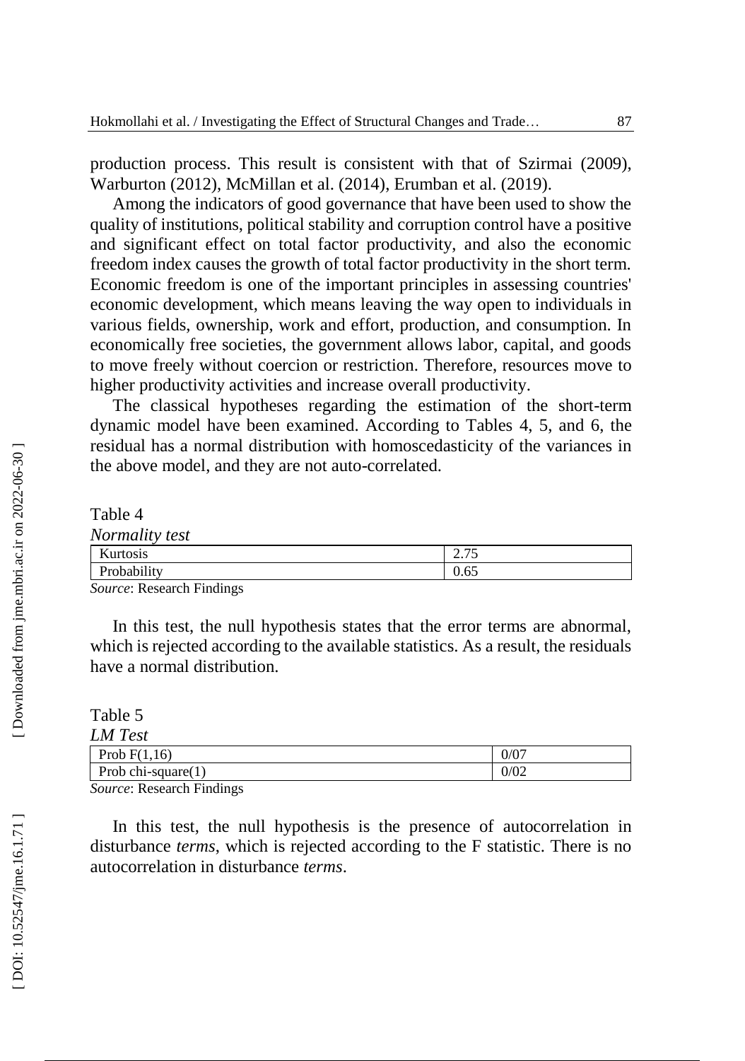production process. This result is consistent with that of Szirmai (2009), Warburton (2012), McMillan et al. (2014), Erumban et al. (2019).

Among the indicators of good governance that have been used to show the quality of institutions, political stability and corruption control have a positive and significant effect on total factor productivity, and also the economic freedom index causes the growth of total factor productivity in the short term. Economic freedom is one of the important principles in assessing countries' economic development, which means leaving the way open to individuals in various fields, ownership, work and effort, production, and consumption. In economically free societies, the government allows labor, capital, and goods to move freely without coercion or restriction. Therefore, resources move to higher productivity activities and increase overall productivity.

The classical hypotheses regarding the estimation of the short-term dynamic model have been examined. According to Tables 4, 5, and 6, the residual has a normal distribution with homoscedasticity of the variances in the above model, and they are not auto-correlated.

Table 4

*Normality test*

| Kurtosis | 2.75 |
|---|---|
| Probability | 0.65 |

*Source*: Research Findings

In this test, the null hypothesis states that the error terms are abnormal, which is rejected according to the available statistics. As a result, the residuals have a normal distribution.

Table 5

*LM Test*

| Prob F(1,16) | 0/07 |
|---|---|
| Prob chi-square(1) | 0/02 |

*Source*: Research Findings

In this test, the null hypothesis is the presence of autocorrelation in disturbance *terms*, which is rejected according to the F statistic. There is no autocorrelation in disturbance *terms*.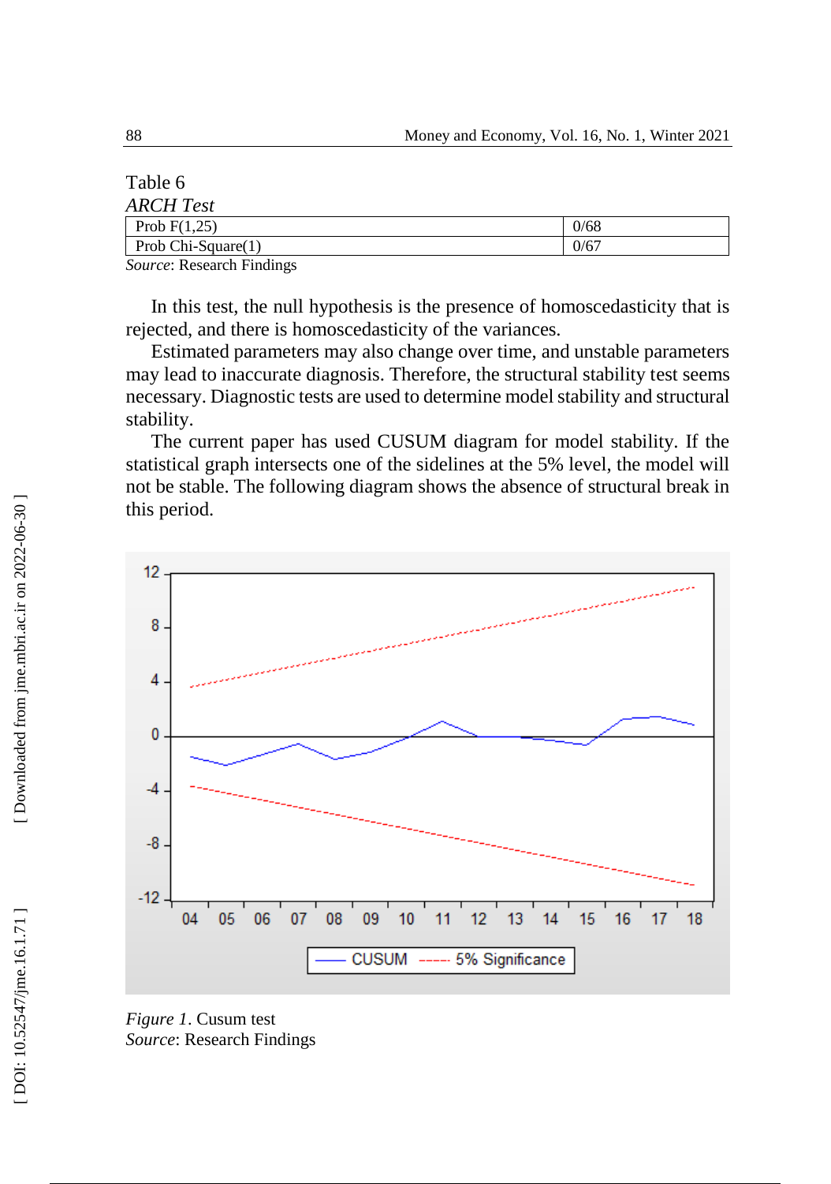Table 6

*ARCH Test*

| Prob F(1,25) | 0/68 |
|---|---|
| Prob Chi-Square(1) | 0/67 |

*Source*: Research Findings

In this test, the null hypothesis is the presence of homoscedasticity that is rejected, and there is homoscedasticity of the variances.

Estimated parameters may also change over time, and unstable parameters may lead to inaccurate diagnosis. Therefore, the structural stability test seems necessary. Diagnostic tests are used to determine model stability and structural stability.

The current paper has used CUSUM diagram for model stability. If the statistical graph intersects one of the sidelines at the 5% level, the model will not be stable. The following diagram shows the absence of structural break in this period.

*Figure 1*. Cusum test
*Source*: Research Findings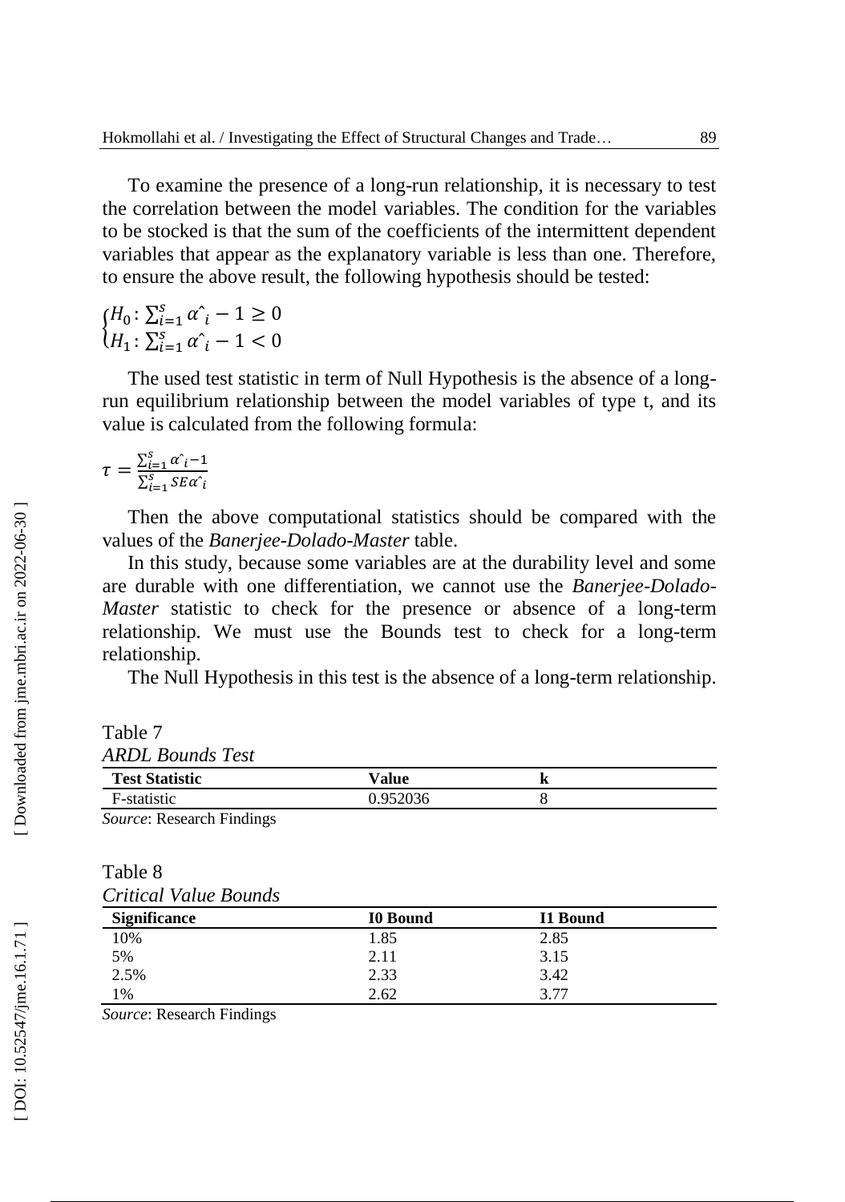To examine the presence of a long-run relationship, it is necessary to test the correlation between the model variables. The condition for the variables to be stocked is that the sum of the coefficients of the intermittent dependent variables that appear as the explanatory variable is less than one. Therefore, to ensure the above result, the following hypothesis should be tested:

$$\begin{cases} H_0: \sum_{i=1}^{s} \hat{\alpha}_i - 1 \geq 0 \\ H_1: \sum_{i=1}^{s} \hat{\alpha}_i - 1 < 0 \end{cases}$$

The used test statistic in term of Null Hypothesis is the absence of a long-run equilibrium relationship between the model variables of type t, and its value is calculated from the following formula:

$$\tau = \frac{\sum_{i=1}^{s} \hat{\alpha}_i - 1}{\sum_{i=1}^{s} SE\hat{\alpha}_i}$$

Then the above computational statistics should be compared with the values of the *Banerjee-Dolado-Master* table.

In this study, because some variables are at the durability level and some are durable with one differentiation, we cannot use the *Banerjee-Dolado-Master* statistic to check for the presence or absence of a long-term relationship. We must use the Bounds test to check for a long-term relationship.

The Null Hypothesis in this test is the absence of a long-term relationship.

Table 7

*ARDL Bounds Test*

| Test Statistic | Value | k |
|---|---|---|
| F-statistic | 0.952036 | 8 |

*Source*: Research Findings

Table 8

*Critical Value Bounds*

| Significance | I0 Bound | I1 Bound |
|---|---|---|
| 10% | 1.85 | 2.85 |
| 5% | 2.11 | 3.15 |
| 2.5% | 2.33 | 3.42 |
| 1% | 2.62 | 3.77 |

*Source*: Research Findings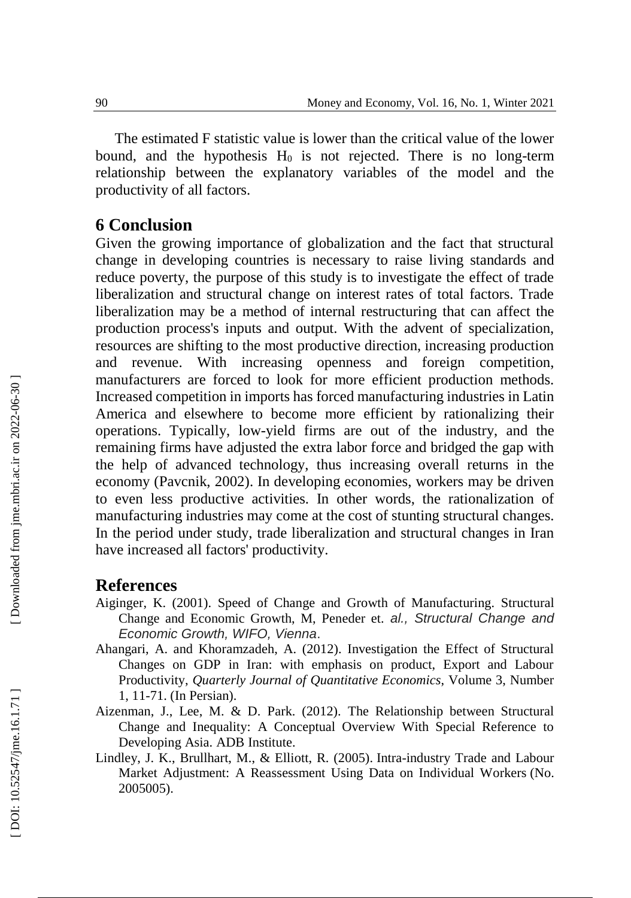The estimated F statistic value is lower than the critical value of the lower bound, and the hypothesis $H_0$ is not rejected. There is no long-term relationship between the explanatory variables of the model and the productivity of all factors.

## 6 Conclusion

Given the growing importance of globalization and the fact that structural change in developing countries is necessary to raise living standards and reduce poverty, the purpose of this study is to investigate the effect of trade liberalization and structural change on interest rates of total factors. Trade liberalization may be a method of internal restructuring that can affect the production process's inputs and output. With the advent of specialization, resources are shifting to the most productive direction, increasing production and revenue. With increasing openness and foreign competition, manufacturers are forced to look for more efficient production methods. Increased competition in imports has forced manufacturing industries in Latin America and elsewhere to become more efficient by rationalizing their operations. Typically, low-yield firms are out of the industry, and the remaining firms have adjusted the extra labor force and bridged the gap with the help of advanced technology, thus increasing overall returns in the economy (Pavcnik, 2002). In developing economies, workers may be driven to even less productive activities. In other words, the rationalization of manufacturing industries may come at the cost of stunting structural changes. In the period under study, trade liberalization and structural changes in Iran have increased all factors' productivity.

## References

Aiginger, K. (2001). Speed of Change and Growth of Manufacturing. Structural Change and Economic Growth, M, Peneder et. *al., Structural Change and Economic Growth, WIFO, Vienna*.

Ahangari, A. and Khoramzadeh, A. (2012). Investigation the Effect of Structural Changes on GDP in Iran: with emphasis on product, Export and Labour Productivity, *Quarterly Journal of Quantitative Economics*, Volume 3, Number 1, 11-71. (In Persian).

Aizenman, J., Lee, M. & D. Park. (2012). The Relationship between Structural Change and Inequality: A Conceptual Overview With Special Reference to Developing Asia. ADB Institute.

Lindley, J. K., Brullhart, M., & Elliott, R. (2005). Intra-industry Trade and Labour Market Adjustment: A Reassessment Using Data on Individual Workers (No. 2005005).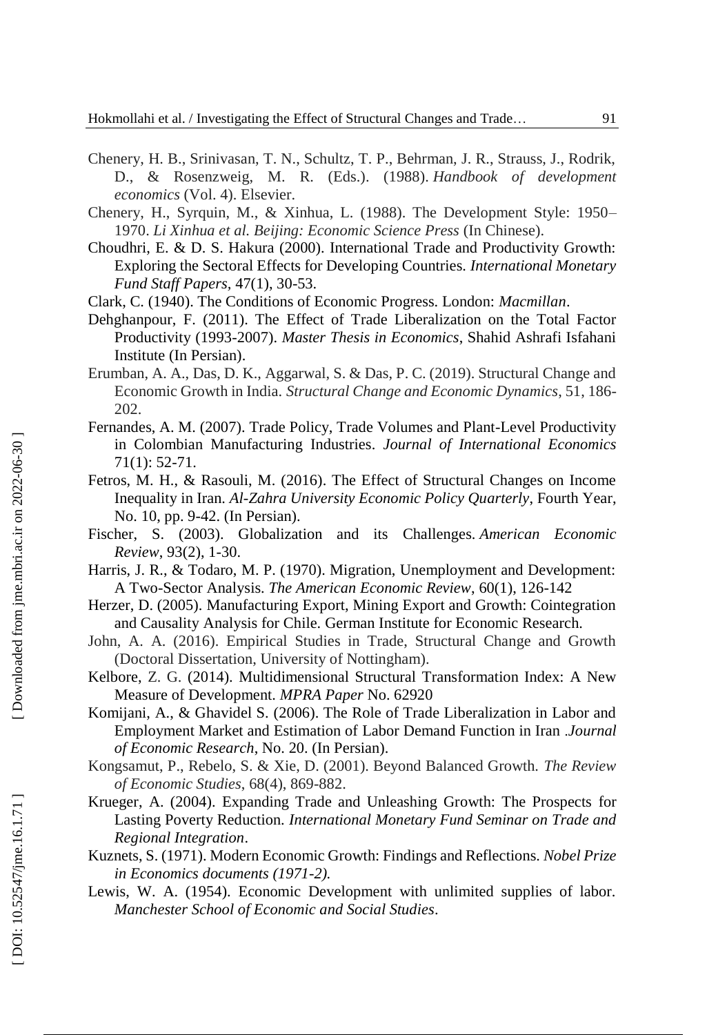Chenery, H. B., Srinivasan, T. N., Schultz, T. P., Behrman, J. R., Strauss, J., Rodrik, D., & Rosenzweig, M. R. (Eds.). (1988). *Handbook of development economics* (Vol. 4). Elsevier.

Chenery, H., Syrquin, M., & Xinhua, L. (1988). The Development Style: 1950–1970. *Li Xinhua et al. Beijing: Economic Science Press* (In Chinese).

Choudhri, E. & D. S. Hakura (2000). International Trade and Productivity Growth: Exploring the Sectoral Effects for Developing Countries. *International Monetary Fund Staff Papers*, 47(1), 30-53.

Clark, C. (1940). The Conditions of Economic Progress. London: *Macmillan*.

Dehghanpour, F. (2011). The Effect of Trade Liberalization on the Total Factor Productivity (1993-2007). *Master Thesis in Economics*, Shahid Ashrafi Isfahani Institute (In Persian).

Erumban, A. A., Das, D. K., Aggarwal, S. & Das, P. C. (2019). Structural Change and Economic Growth in India. *Structural Change and Economic Dynamics*, 51, 186-202.

Fernandes, A. M. (2007). Trade Policy, Trade Volumes and Plant-Level Productivity in Colombian Manufacturing Industries. *Journal of International Economics* 71(1): 52-71.

Fetros, M. H., & Rasouli, M. (2016). The Effect of Structural Changes on Income Inequality in Iran. *Al-Zahra University Economic Policy Quarterly*, Fourth Year, No. 10, pp. 9-42. (In Persian).

Fischer, S. (2003). Globalization and its Challenges. *American Economic Review*, 93(2), 1-30.

Harris, J. R., & Todaro, M. P. (1970). Migration, Unemployment and Development: A Two-Sector Analysis. *The American Economic Review*, 60(1), 126-142

Herzer, D. (2005). Manufacturing Export, Mining Export and Growth: Cointegration and Causality Analysis for Chile. German Institute for Economic Research.

John, A. A. (2016). Empirical Studies in Trade, Structural Change and Growth (Doctoral Dissertation, University of Nottingham).

Kelbore, Z. G. (2014). Multidimensional Structural Transformation Index: A New Measure of Development. *MPRA Paper* No. 62920

Komijani, A., & Ghavidel S. (2006). The Role of Trade Liberalization in Labor and Employment Market and Estimation of Labor Demand Function in Iran .*Journal of Economic Research*, No. 20. (In Persian).

Kongsamut, P., Rebelo, S. & Xie, D. (2001). Beyond Balanced Growth. *The Review of Economic Studies*, 68(4), 869-882.

Krueger, A. (2004). Expanding Trade and Unleashing Growth: The Prospects for Lasting Poverty Reduction. *International Monetary Fund Seminar on Trade and Regional Integration*.

Kuznets, S. (1971). Modern Economic Growth: Findings and Reflections. *Nobel Prize in Economics documents (1971-2).*

Lewis, W. A. (1954). Economic Development with unlimited supplies of labor. *Manchester School of Economic and Social Studies*.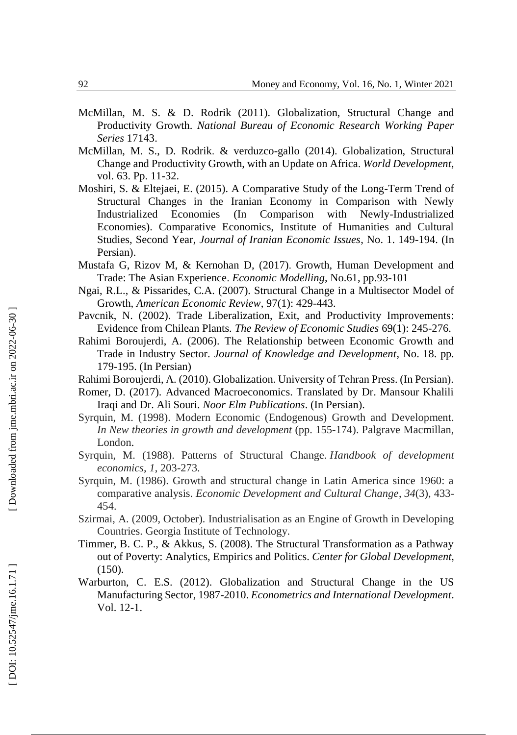McMillan, M. S. & D. Rodrik (2011). Globalization, Structural Change and Productivity Growth. *National Bureau of Economic Research Working Paper Series* 17143.

McMillan, M. S., D. Rodrik. & verduzco-gallo (2014). Globalization, Structural Change and Productivity Growth, with an Update on Africa. *World Development*, vol. 63. Pp. 11-32.

Moshiri, S. & Eltejaei, E. (2015). A Comparative Study of the Long-Term Trend of Structural Changes in the Iranian Economy in Comparison with Newly Industrialized Economies (In Comparison with Newly-Industrialized Economies). Comparative Economics, Institute of Humanities and Cultural Studies, Second Year, *Journal of Iranian Economic Issues*, No. 1. 149-194. (In Persian).

Mustafa G, Rizov M, & Kernohan D, (2017). Growth, Human Development and Trade: The Asian Experience. *Economic Modelling*, No.61, pp.93-101

Ngai, R.L., & Pissarides, C.A. (2007). Structural Change in a Multisector Model of Growth, *American Economic Review*, 97(1): 429-443.

Pavcnik, N. (2002). Trade Liberalization, Exit, and Productivity Improvements: Evidence from Chilean Plants. *The Review of Economic Studies* 69(1): 245-276.

Rahimi Boroujerdi, A. (2006). The Relationship between Economic Growth and Trade in Industry Sector. *Journal of Knowledge and Development*, No. 18. pp. 179-195. (In Persian)

Rahimi Boroujerdi, A. (2010). Globalization. University of Tehran Press. (In Persian).

Romer, D. (2017). Advanced Macroeconomics. Translated by Dr. Mansour Khalili Iraqi and Dr. Ali Souri. *Noor Elm Publications*. (In Persian).

Syrquin, M. (1998). Modern Economic (Endogenous) Growth and Development. *In New theories in growth and development* (pp. 155-174). Palgrave Macmillan, London.

Syrquin, M. (1988). Patterns of Structural Change. *Handbook of development economics*, *1*, 203-273.

Syrquin, M. (1986). Growth and structural change in Latin America since 1960: a comparative analysis. *Economic Development and Cultural Change*, *34*(3), 433-454.

Szirmai, A. (2009, October). Industrialisation as an Engine of Growth in Developing Countries. Georgia Institute of Technology.

Timmer, B. C. P., & Akkus, S. (2008). The Structural Transformation as a Pathway out of Poverty: Analytics, Empirics and Politics. *Center for Global Development*, (150).

Warburton, C. E.S. (2012). Globalization and Structural Change in the US Manufacturing Sector, 1987-2010. *Econometrics and International Development*. Vol. 12-1.